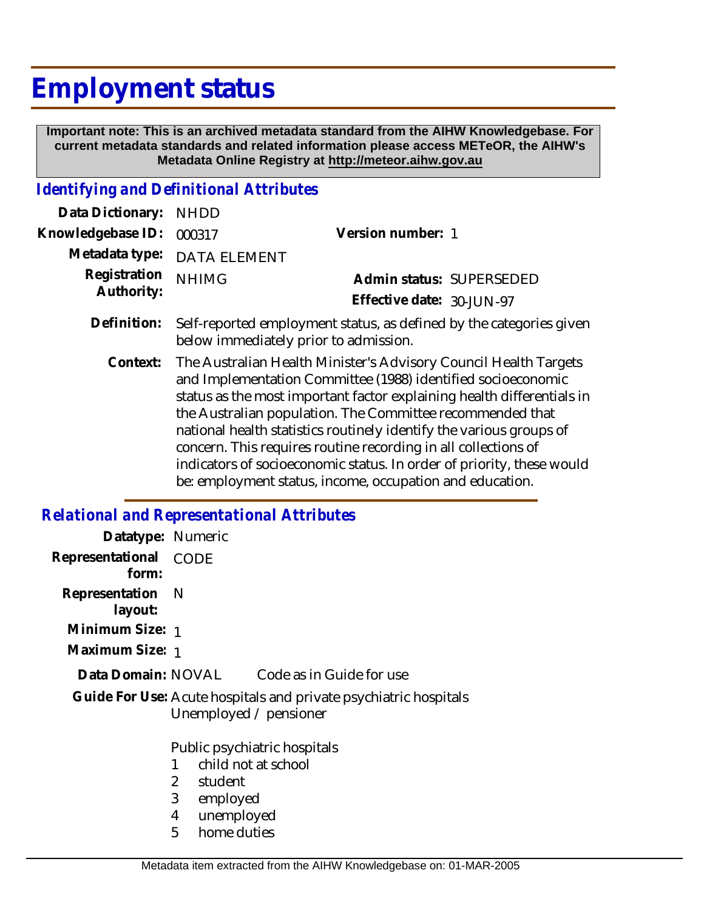# Employment status

**Important note: This is an archived metadata standard from the AIHW Knowledgebase. For current metadata standards and related information please access METeOR, the AIHW's Metadata Online Registry at http://meteor.aihw.gov.au**

## *Identifying and Definitional Attributes*

| | | | |
|---|---|---|---|
| **Data Dictionary:** | NHDD | | |
| **Knowledgebase ID:** | 000317 | **Version number:** | 1 |
| **Metadata type:** | DATA ELEMENT | | |
| **Registration Authority:** | NHIMG | **Admin status:** | SUPERSEDED |
| | | **Effective date:** | 30-JUN-97 |

**Definition:** Self-reported employment status, as defined by the categories given below immediately prior to admission.

**Context:** The Australian Health Minister's Advisory Council Health Targets and Implementation Committee (1988) identified socioeconomic status as the most important factor explaining health differentials in the Australian population. The Committee recommended that national health statistics routinely identify the various groups of concern. This requires routine recording in all collections of indicators of socioeconomic status. In order of priority, these would be: employment status, income, occupation and education.

## *Relational and Representational Attributes*

**Datatype:** Numeric

**Representational form:** CODE

**Representation layout:** N

**Minimum Size:** 1

**Maximum Size:** 1

**Data Domain:** NOVAL Code as in Guide for use

**Guide For Use:** Acute hospitals and private psychiatric hospitals
Unemployed / pensioner

Public psychiatric hospitals

1 child not at school
2 student
3 employed
4 unemployed
5 home duties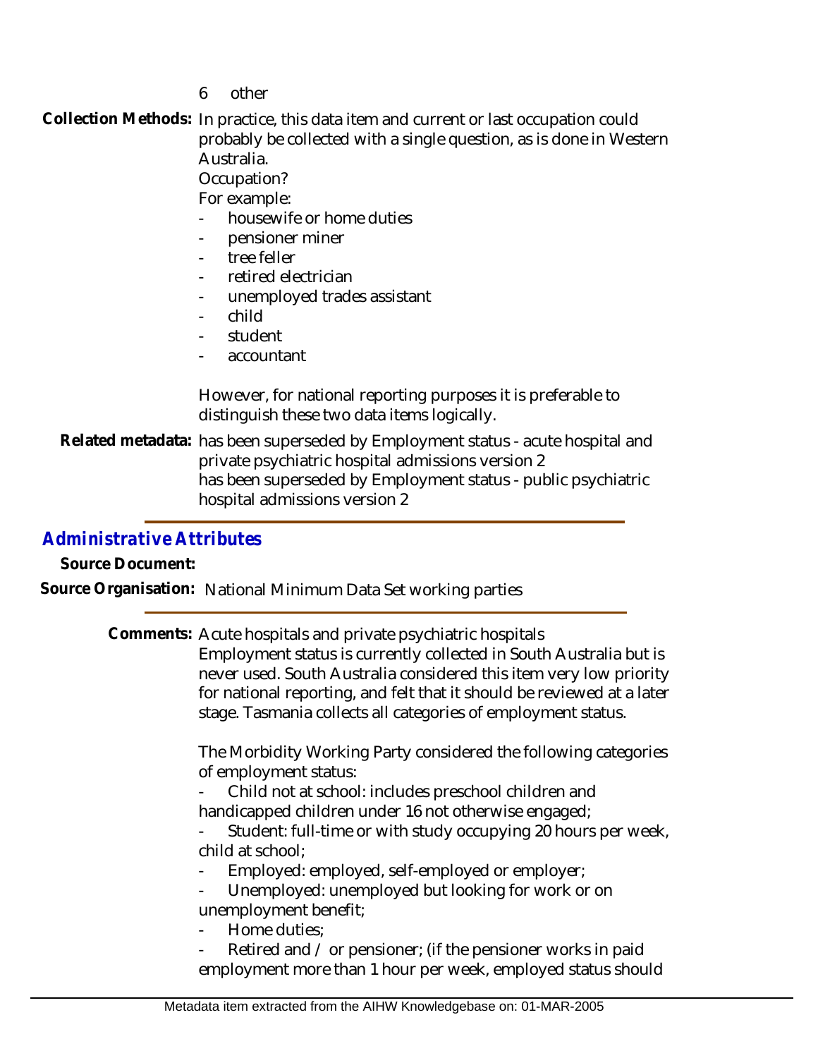6 other

**Collection Methods:** In practice, this data item and current or last occupation could probably be collected with a single question, as is done in Western Australia.

Occupation?

For example:

- housewife or home duties
- pensioner miner
- tree feller
- retired electrician
- unemployed trades assistant
- child
- student
- accountant

However, for national reporting purposes it is preferable to distinguish these two data items logically.

**Related metadata:** has been superseded by Employment status - acute hospital and private psychiatric hospital admissions version 2
has been superseded by Employment status - public psychiatric hospital admissions version 2

## *Administrative Attributes*

**Source Document:**

**Source Organisation:** National Minimum Data Set working parties

**Comments:** Acute hospitals and private psychiatric hospitals
Employment status is currently collected in South Australia but is never used. South Australia considered this item very low priority for national reporting, and felt that it should be reviewed at a later stage. Tasmania collects all categories of employment status.

The Morbidity Working Party considered the following categories of employment status:

- Child not at school: includes preschool children and handicapped children under 16 not otherwise engaged;
- Student: full-time or with study occupying 20 hours per week, child at school;
- Employed: employed, self-employed or employer;
- Unemployed: unemployed but looking for work or on unemployment benefit;
- Home duties;
- Retired and / or pensioner; (if the pensioner works in paid employment more than 1 hour per week, employed status should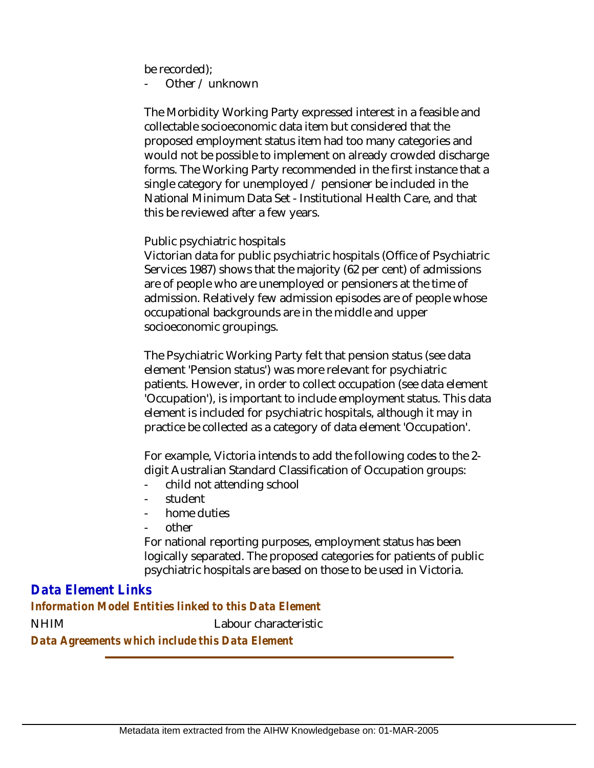be recorded);
- Other / unknown

The Morbidity Working Party expressed interest in a feasible and collectable socioeconomic data item but considered that the proposed employment status item had too many categories and would not be possible to implement on already crowded discharge forms. The Working Party recommended in the first instance that a single category for unemployed / pensioner be included in the National Minimum Data Set - Institutional Health Care, and that this be reviewed after a few years.

Public psychiatric hospitals
Victorian data for public psychiatric hospitals (Office of Psychiatric Services 1987) shows that the majority (62 per cent) of admissions are of people who are unemployed or pensioners at the time of admission. Relatively few admission episodes are of people whose occupational backgrounds are in the middle and upper socioeconomic groupings.

The Psychiatric Working Party felt that pension status (see data element 'Pension status') was more relevant for psychiatric patients. However, in order to collect occupation (see data element 'Occupation'), is important to include employment status. This data element is included for psychiatric hospitals, although it may in practice be collected as a category of data element 'Occupation'.

For example, Victoria intends to add the following codes to the 2-digit Australian Standard Classification of Occupation groups:
- child not attending school
- student
- home duties
- other

For national reporting purposes, employment status has been logically separated. The proposed categories for patients of public psychiatric hospitals are based on those to be used in Victoria.

## Data Element Links

***Information Model Entities linked to this Data Element***

NHIM Labour characteristic

***Data Agreements which include this Data Element***